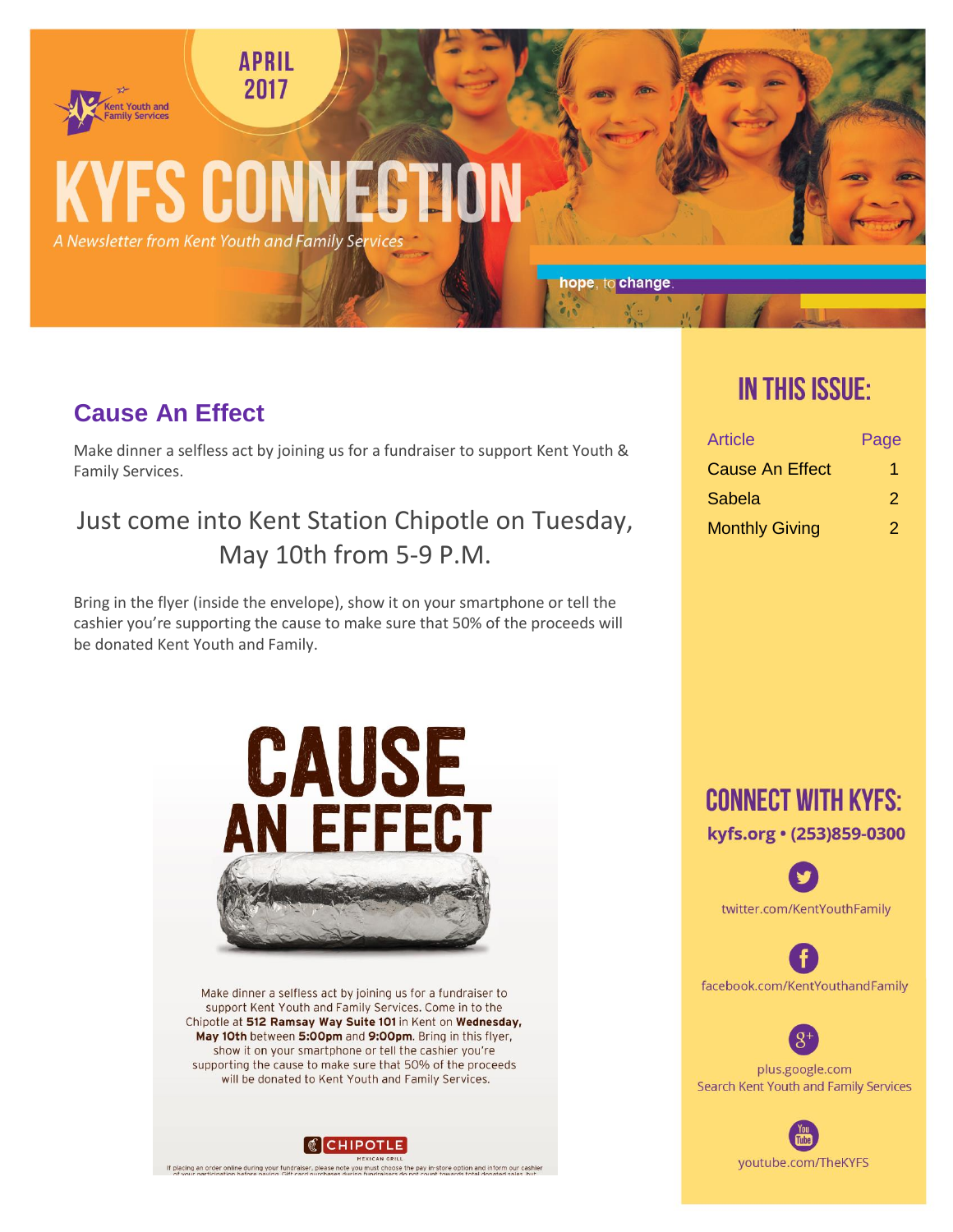APRIL 2017

Kent Youth and Family Services

# KYFS CONNECTION

*A Newsletter from Kent Youth and Family Services*

**hope**, to **change**.

## Cause An Effect

Make dinner a selfless act by joining us for a fundraiser to support Kent Youth & Family Services.

### Just come into Kent Station Chipotle on Tuesday, May 10th from 5-9 P.M.

Bring in the flyer (inside the envelope), show it on your smartphone or tell the cashier you're supporting the cause to make sure that 50% of the proceeds will be donated Kent Youth and Family.

**CAUSE AN EFFECT**

Make dinner a selfless act by joining us for a fundraiser to support Kent Youth and Family Services. Come in to the Chipotle at **512 Ramsay Way Suite 101** in Kent on **Wednesday, May 10th** between **5:00pm** and **9:00pm**. Bring in this flyer, show it on your smartphone or tell the cashier you're supporting the cause to make sure that 50% of the proceeds will be donated to Kent Youth and Family Services.

CHIPOTLE MEXICAN GRILL

If placing an order online during your fundraiser, please note you must choose the pay in-store option and inform our cashier of your participation before paying. Gift card purchases during fundraisers do not count towards total donated sales, but

## IN THIS ISSUE:

| Article | Page |
|---|---|
| Cause An Effect | 1 |
| Sabela | 2 |
| Monthly Giving | 2 |

## CONNECT WITH KYFS:

**kyfs.org • (253)859-0300**

twitter.com/KentYouthFamily

facebook.com/KentYouthandFamily

plus.google.com
Search Kent Youth and Family Services

youtube.com/TheKYFS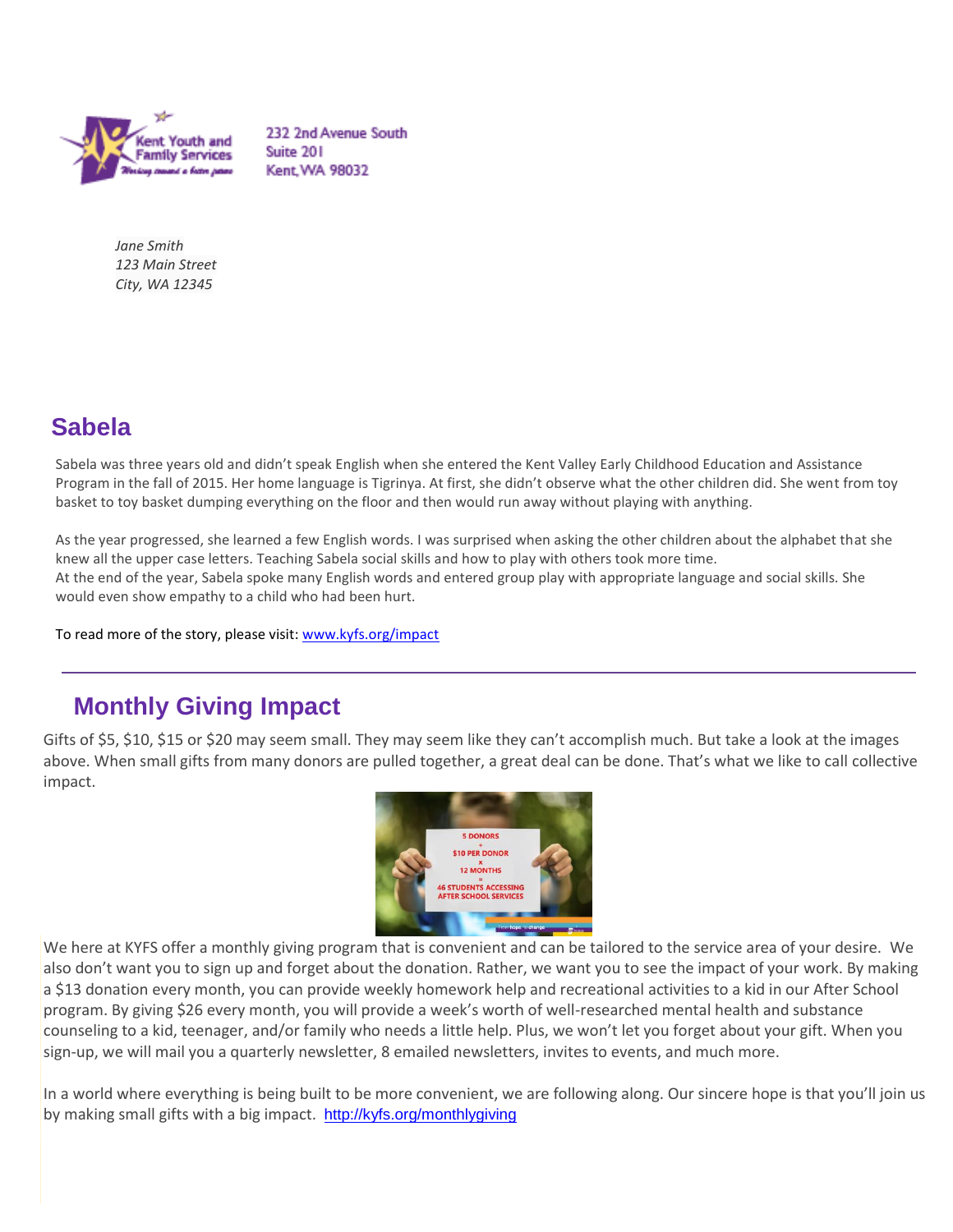Kent Youth and Family Services
*Working toward a better future*

232 2nd Avenue South
Suite 201
Kent, WA 98032

*Jane Smith*
*123 Main Street*
*City, WA 12345*

## Sabela

Sabela was three years old and didn't speak English when she entered the Kent Valley Early Childhood Education and Assistance Program in the fall of 2015. Her home language is Tigrinya. At first, she didn't observe what the other children did. She went from toy basket to toy basket dumping everything on the floor and then would run away without playing with anything.

As the year progressed, she learned a few English words. I was surprised when asking the other children about the alphabet that she knew all the upper case letters. Teaching Sabela social skills and how to play with others took more time.
At the end of the year, Sabela spoke many English words and entered group play with appropriate language and social skills. She would even show empathy to a child who had been hurt.

To read more of the story, please visit: [www.kyfs.org/impact](http://www.kyfs.org/impact)

---

## Monthly Giving Impact

Gifts of $5, $10, $15 or $20 may seem small. They may seem like they can't accomplish much. But take a look at the images above. When small gifts from many donors are pulled together, a great deal can be done. That's what we like to call collective impact.

5 DONORS
+
$10 PER DONOR
x
12 MONTHS
=
46 STUDENTS ACCESSING AFTER SCHOOL SERVICES

We here at KYFS offer a monthly giving program that is convenient and can be tailored to the service area of your desire. We also don't want you to sign up and forget about the donation. Rather, we want you to see the impact of your work. By making a $13 donation every month, you can provide weekly homework help and recreational activities to a kid in our After School program. By giving $26 every month, you will provide a week's worth of well-researched mental health and substance counseling to a kid, teenager, and/or family who needs a little help. Plus, we won't let you forget about your gift. When you sign-up, we will mail you a quarterly newsletter, 8 emailed newsletters, invites to events, and much more.

In a world where everything is being built to be more convenient, we are following along. Our sincere hope is that you'll join us by making small gifts with a big impact. [http://kyfs.org/monthlygiving](http://kyfs.org/monthlygiving)